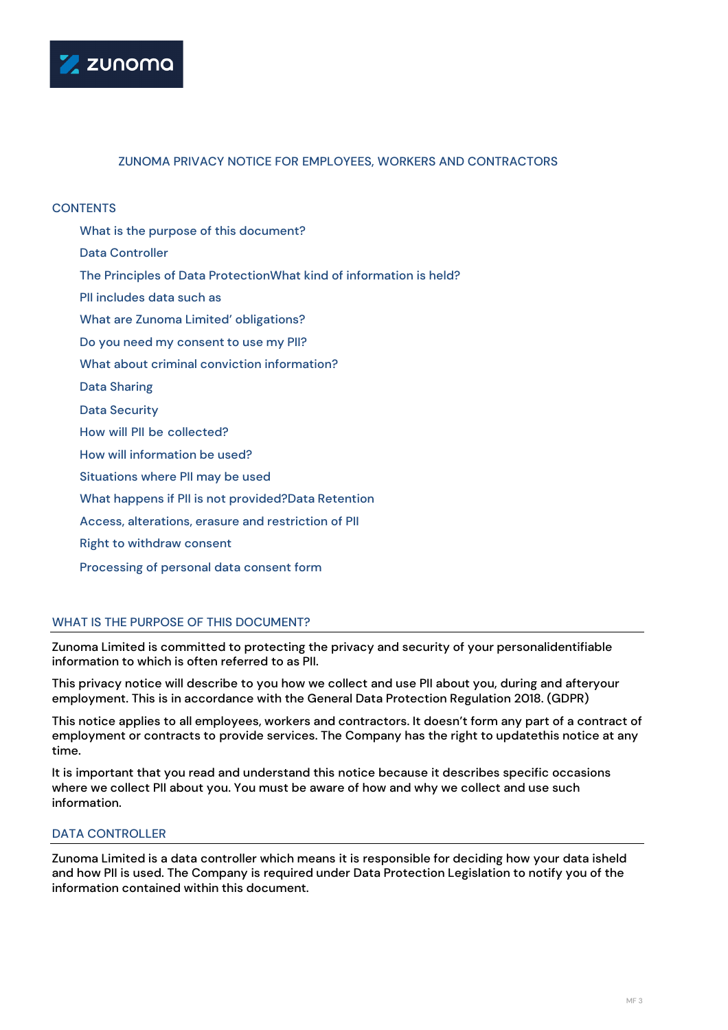# ZUNOMA PRIVACY NOTICE FOR EMPLOYEES, WORKERS AND CONTRACTORS

## CONTENTS

- What is the purpose of this document?
- Data Controller
- The Principles of Data ProtectionWhat kind of information is held?
- PII includes data such as
- What are Zunoma Limited' obligations?
- Do you need my consent to use my PII?
- What about criminal conviction information?
- Data Sharing
- Data Security
- How will PII be collected?
- How will information be used?
- Situations where PII may be used
- What happens if PII is not provided?Data Retention
- Access, alterations, erasure and restriction of PII
- Right to withdraw consent
- Processing of personal data consent form

## WHAT IS THE PURPOSE OF THIS DOCUMENT?

Zunoma Limited is committed to protecting the privacy and security of your personalidentifiable information to which is often referred to as PII.

This privacy notice will describe to you how we collect and use PII about you, during and afteryour employment. This is in accordance with the General Data Protection Regulation 2018. (GDPR)

This notice applies to all employees, workers and contractors. It doesn't form any part of a contract of employment or contracts to provide services. The Company has the right to updatethis notice at any time.

It is important that you read and understand this notice because it describes specific occasions where we collect PII about you. You must be aware of how and why we collect and use such information.

## DATA CONTROLLER

Zunoma Limited is a data controller which means it is responsible for deciding how your data isheld and how PII is used. The Company is required under Data Protection Legislation to notify you of the information contained within this document.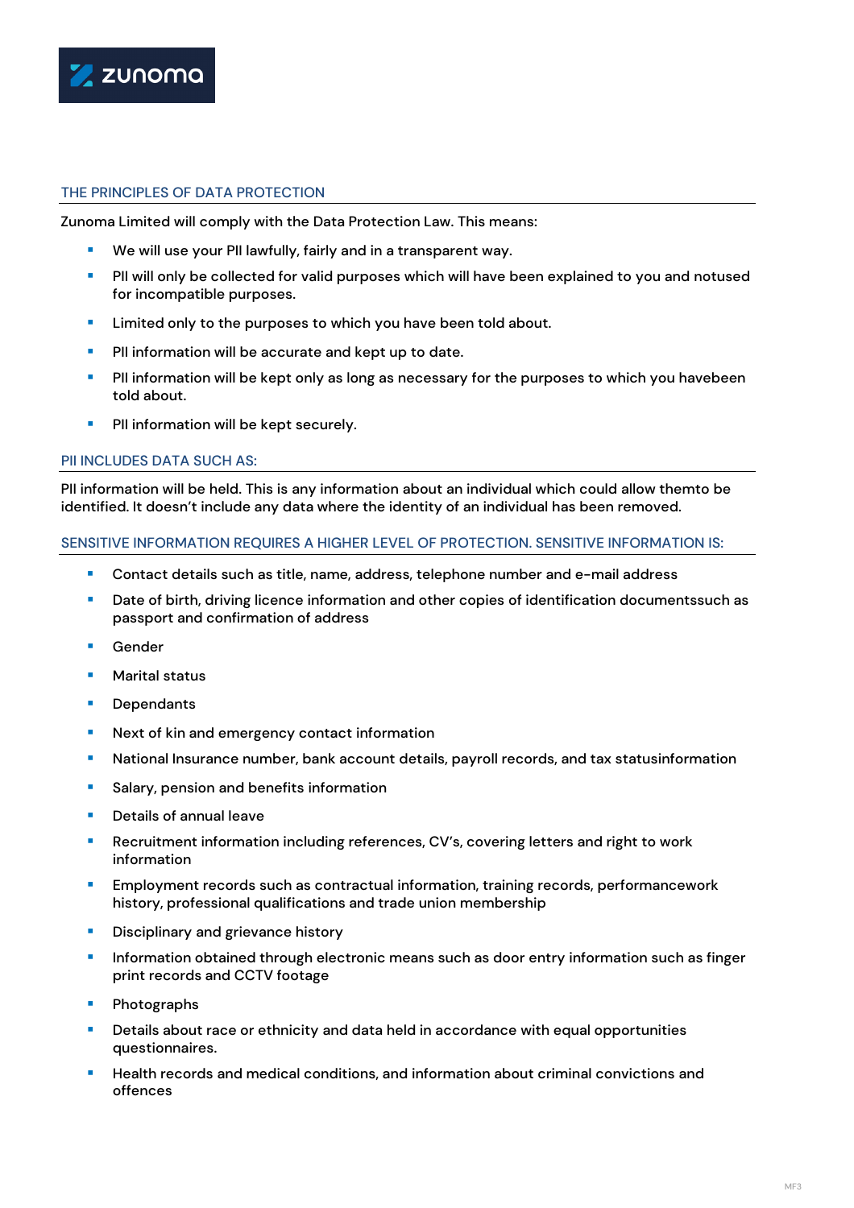## THE PRINCIPLES OF DATA PROTECTION

Zunoma Limited will comply with the Data Protection Law. This means:

- We will use your PII lawfully, fairly and in a transparent way.
- PII will only be collected for valid purposes which will have been explained to you and notused for incompatible purposes.
- Limited only to the purposes to which you have been told about.
- PII information will be accurate and kept up to date.
- PII information will be kept only as long as necessary for the purposes to which you havebeen told about.
- PII information will be kept securely.

## PII INCLUDES DATA SUCH AS:

PII information will be held. This is any information about an individual which could allow themto be identified. It doesn't include any data where the identity of an individual has been removed.

## SENSITIVE INFORMATION REQUIRES A HIGHER LEVEL OF PROTECTION. SENSITIVE INFORMATION IS:

- Contact details such as title, name, address, telephone number and e-mail address
- Date of birth, driving licence information and other copies of identification documentssuch as passport and confirmation of address
- Gender
- Marital status
- Dependants
- Next of kin and emergency contact information
- National Insurance number, bank account details, payroll records, and tax statusinformation
- Salary, pension and benefits information
- Details of annual leave
- Recruitment information including references, CV's, covering letters and right to work information
- Employment records such as contractual information, training records, performancework history, professional qualifications and trade union membership
- Disciplinary and grievance history
- Information obtained through electronic means such as door entry information such as finger print records and CCTV footage
- Photographs
- Details about race or ethnicity and data held in accordance with equal opportunities questionnaires.
- Health records and medical conditions, and information about criminal convictions and offences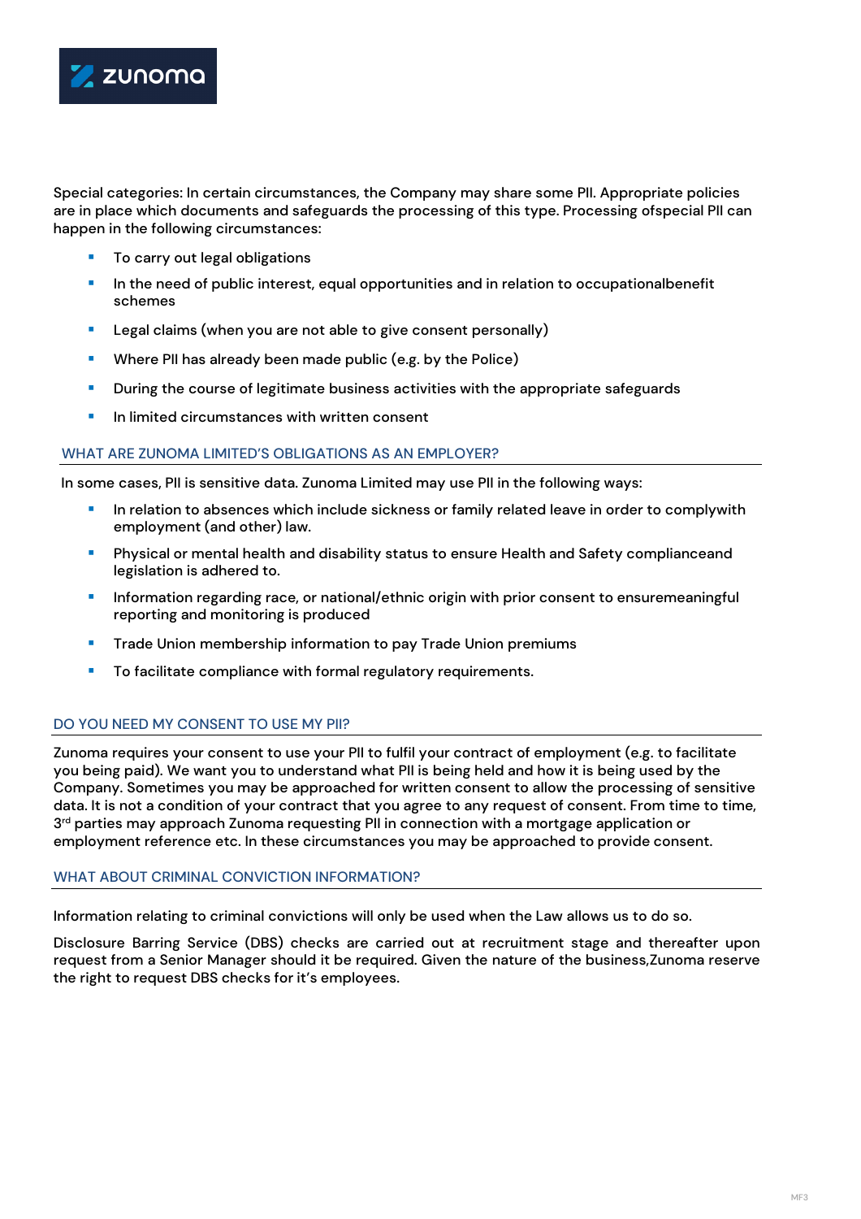Special categories: In certain circumstances, the Company may share some PII. Appropriate policies are in place which documents and safeguards the processing of this type. Processing ofspecial PII can happen in the following circumstances:

- To carry out legal obligations
- In the need of public interest, equal opportunities and in relation to occupationalbenefit schemes
- Legal claims (when you are not able to give consent personally)
- Where PII has already been made public (e.g. by the Police)
- During the course of legitimate business activities with the appropriate safeguards
- In limited circumstances with written consent

## WHAT ARE ZUNOMA LIMITED'S OBLIGATIONS AS AN EMPLOYER?

In some cases, PII is sensitive data. Zunoma Limited may use PII in the following ways:

- In relation to absences which include sickness or family related leave in order to complywith employment (and other) law.
- Physical or mental health and disability status to ensure Health and Safety complianceand legislation is adhered to.
- Information regarding race, or national/ethnic origin with prior consent to ensuremeaningful reporting and monitoring is produced
- Trade Union membership information to pay Trade Union premiums
- To facilitate compliance with formal regulatory requirements.

## DO YOU NEED MY CONSENT TO USE MY PII?

Zunoma requires your consent to use your PII to fulfil your contract of employment (e.g. to facilitate you being paid). We want you to understand what PII is being held and how it is being used by the Company. Sometimes you may be approached for written consent to allow the processing of sensitive data. It is not a condition of your contract that you agree to any request of consent. From time to time, 3rd parties may approach Zunoma requesting PII in connection with a mortgage application or employment reference etc. In these circumstances you may be approached to provide consent.

## WHAT ABOUT CRIMINAL CONVICTION INFORMATION?

Information relating to criminal convictions will only be used when the Law allows us to do so.

Disclosure Barring Service (DBS) checks are carried out at recruitment stage and thereafter upon request from a Senior Manager should it be required. Given the nature of the business,Zunoma reserve the right to request DBS checks for it's employees.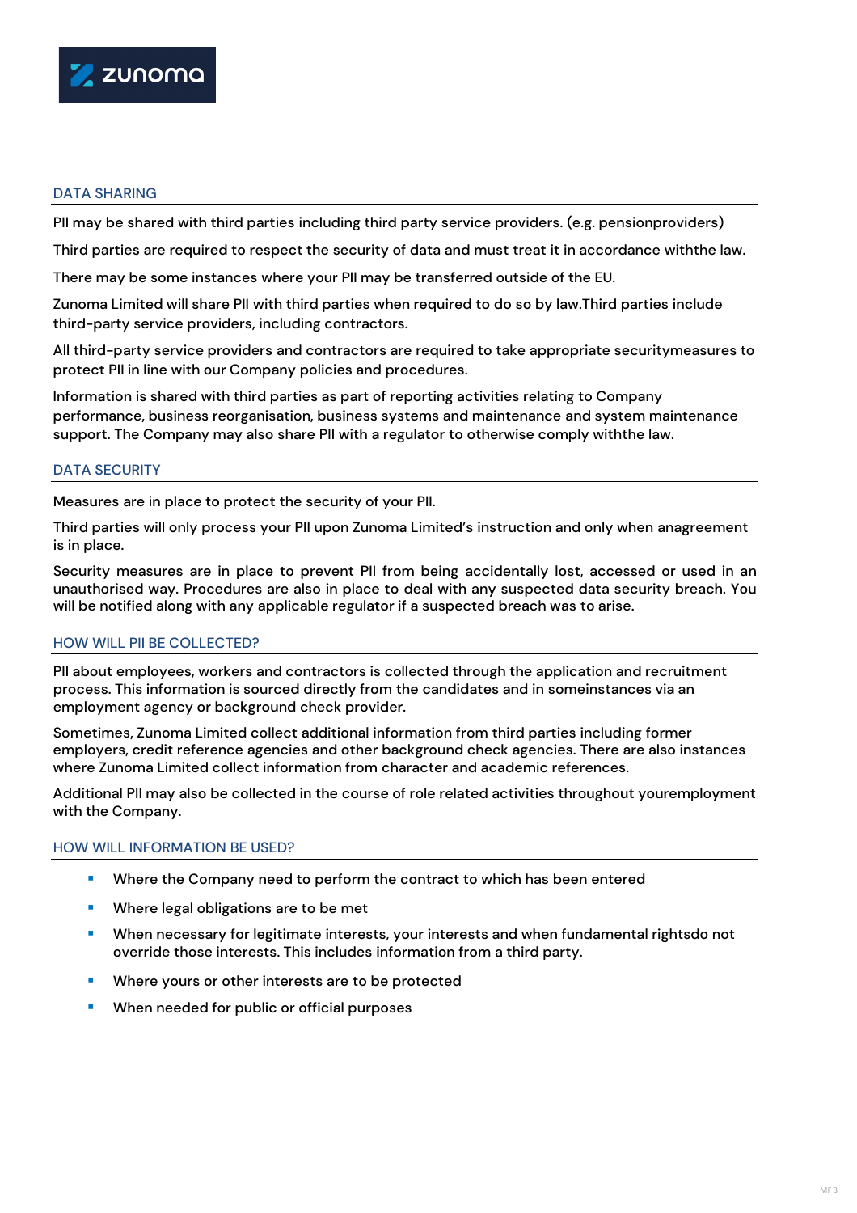## DATA SHARING

PII may be shared with third parties including third party service providers. (e.g. pensionproviders)

Third parties are required to respect the security of data and must treat it in accordance withthe law.

There may be some instances where your PII may be transferred outside of the EU.

Zunoma Limited will share PII with third parties when required to do so by law.Third parties include third-party service providers, including contractors.

All third-party service providers and contractors are required to take appropriate securitymeasures to protect PII in line with our Company policies and procedures.

Information is shared with third parties as part of reporting activities relating to Company performance, business reorganisation, business systems and maintenance and system maintenance support. The Company may also share PII with a regulator to otherwise comply withthe law.

## DATA SECURITY

Measures are in place to protect the security of your PII.

Third parties will only process your PII upon Zunoma Limited's instruction and only when anagreement is in place.

Security measures are in place to prevent PII from being accidentally lost, accessed or used in an unauthorised way. Procedures are also in place to deal with any suspected data security breach. You will be notified along with any applicable regulator if a suspected breach was to arise.

## HOW WILL PII BE COLLECTED?

PII about employees, workers and contractors is collected through the application and recruitment process. This information is sourced directly from the candidates and in someinstances via an employment agency or background check provider.

Sometimes, Zunoma Limited collect additional information from third parties including former employers, credit reference agencies and other background check agencies. There are also instances where Zunoma Limited collect information from character and academic references.

Additional PII may also be collected in the course of role related activities throughout youremployment with the Company.

## HOW WILL INFORMATION BE USED?

- Where the Company need to perform the contract to which has been entered
- Where legal obligations are to be met
- When necessary for legitimate interests, your interests and when fundamental rightsdo not override those interests. This includes information from a third party.
- Where yours or other interests are to be protected
- When needed for public or official purposes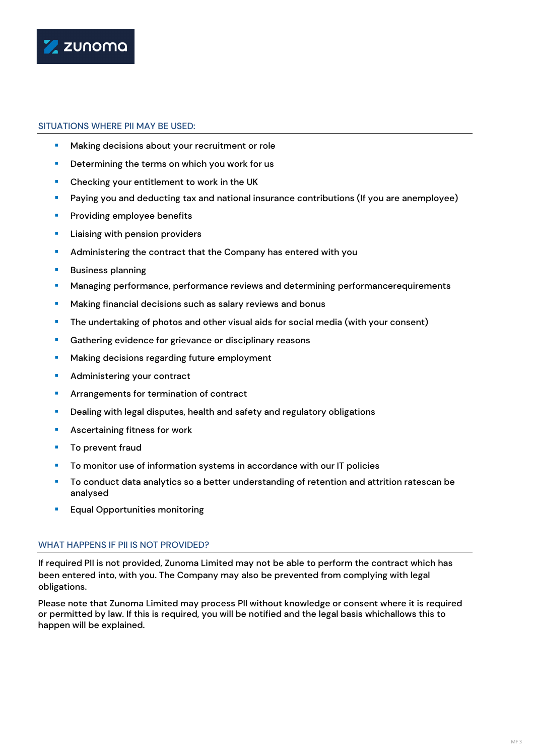## SITUATIONS WHERE PII MAY BE USED:

- Making decisions about your recruitment or role
- Determining the terms on which you work for us
- Checking your entitlement to work in the UK
- Paying you and deducting tax and national insurance contributions (If you are anemployee)
- Providing employee benefits
- Liaising with pension providers
- Administering the contract that the Company has entered with you
- Business planning
- Managing performance, performance reviews and determining performancerequirements
- Making financial decisions such as salary reviews and bonus
- The undertaking of photos and other visual aids for social media (with your consent)
- Gathering evidence for grievance or disciplinary reasons
- Making decisions regarding future employment
- Administering your contract
- Arrangements for termination of contract
- Dealing with legal disputes, health and safety and regulatory obligations
- Ascertaining fitness for work
- To prevent fraud
- To monitor use of information systems in accordance with our IT policies
- To conduct data analytics so a better understanding of retention and attrition ratescan be analysed
- Equal Opportunities monitoring

## WHAT HAPPENS IF PII IS NOT PROVIDED?

If required PII is not provided, Zunoma Limited may not be able to perform the contract which has been entered into, with you. The Company may also be prevented from complying with legal obligations.

Please note that Zunoma Limited may process PII without knowledge or consent where it is required or permitted by law. If this is required, you will be notified and the legal basis whichallows this to happen will be explained.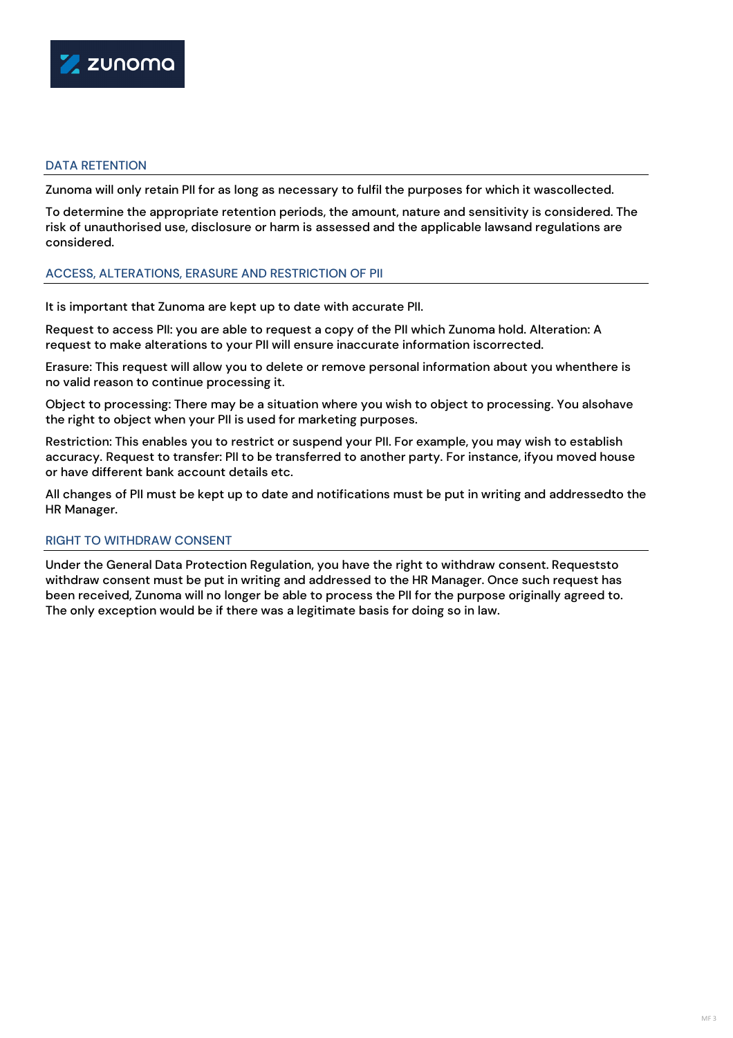## DATA RETENTION

Zunoma will only retain PII for as long as necessary to fulfil the purposes for which it wascollected.

To determine the appropriate retention periods, the amount, nature and sensitivity is considered. The risk of unauthorised use, disclosure or harm is assessed and the applicable lawsand regulations are considered.

## ACCESS, ALTERATIONS, ERASURE AND RESTRICTION OF PII

It is important that Zunoma are kept up to date with accurate PII.

Request to access PII: you are able to request a copy of the PII which Zunoma hold. Alteration: A request to make alterations to your PII will ensure inaccurate information iscorrected.

Erasure: This request will allow you to delete or remove personal information about you whenthere is no valid reason to continue processing it.

Object to processing: There may be a situation where you wish to object to processing. You alsohave the right to object when your PII is used for marketing purposes.

Restriction: This enables you to restrict or suspend your PII. For example, you may wish to establish accuracy. Request to transfer: PII to be transferred to another party. For instance, ifyou moved house or have different bank account details etc.

All changes of PII must be kept up to date and notifications must be put in writing and addressedto the HR Manager.

## RIGHT TO WITHDRAW CONSENT

Under the General Data Protection Regulation, you have the right to withdraw consent. Requeststo withdraw consent must be put in writing and addressed to the HR Manager. Once such request has been received, Zunoma will no longer be able to process the PII for the purpose originally agreed to. The only exception would be if there was a legitimate basis for doing so in law.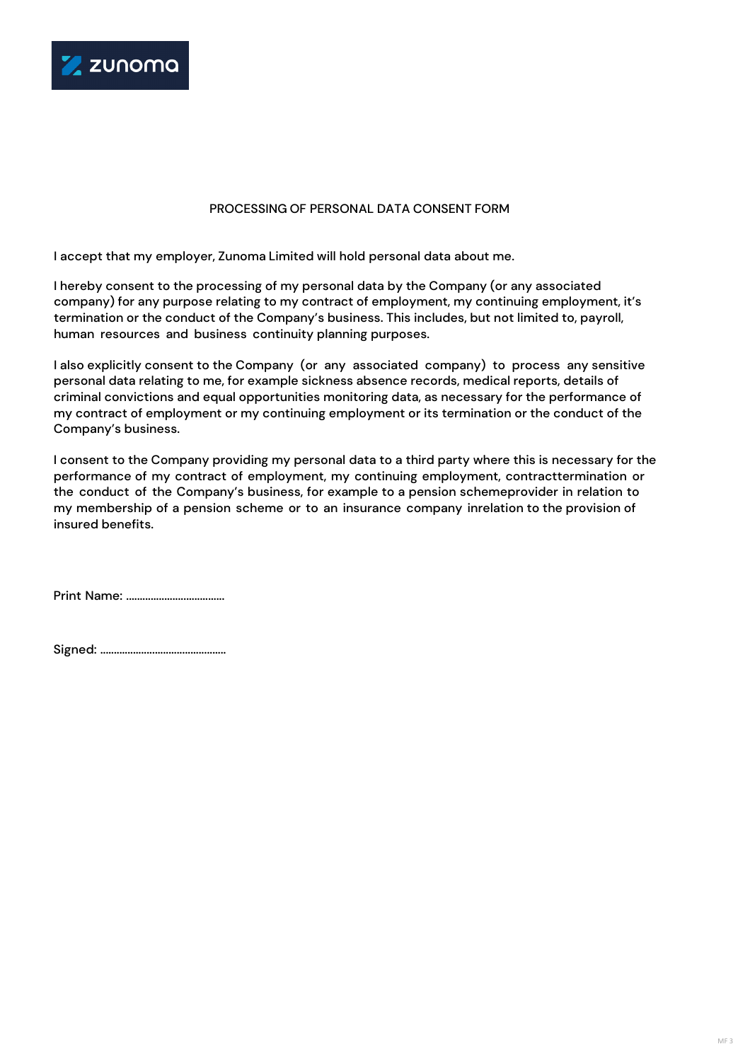# PROCESSING OF PERSONAL DATA CONSENT FORM

I accept that my employer, Zunoma Limited will hold personal data about me.

I hereby consent to the processing of my personal data by the Company (or any associated company) for any purpose relating to my contract of employment, my continuing employment, it's termination or the conduct of the Company's business. This includes, but not limited to, payroll, human resources and business continuity planning purposes.

I also explicitly consent to the Company (or any associated company) to process any sensitive personal data relating to me, for example sickness absence records, medical reports, details of criminal convictions and equal opportunities monitoring data, as necessary for the performance of my contract of employment or my continuing employment or its termination or the conduct of the Company's business.

I consent to the Company providing my personal data to a third party where this is necessary for the performance of my contract of employment, my continuing employment, contracttermination or the conduct of the Company's business, for example to a pension schemeprovider in relation to my membership of a pension scheme or to an insurance company inrelation to the provision of insured benefits.

Print Name: ....................................

Signed: ...............................................